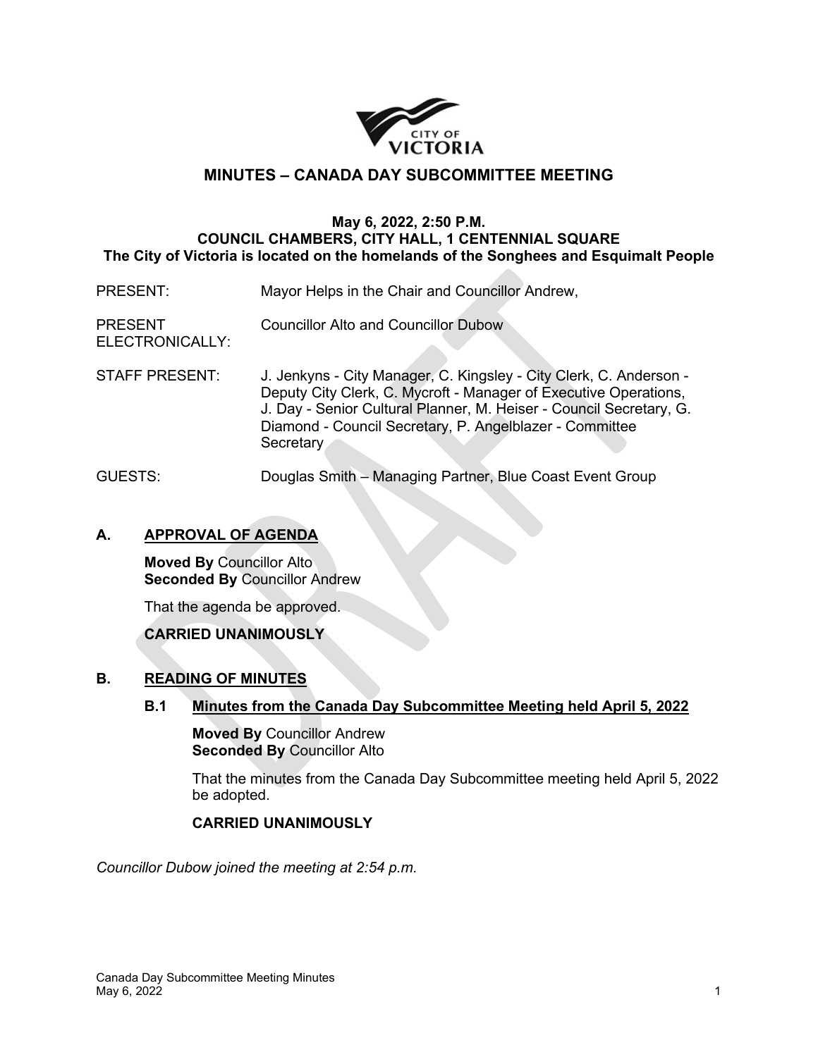# MINUTES – CANADA DAY SUBCOMMITTEE MEETING

**May 6, 2022, 2:50 P.M.**
**COUNCIL CHAMBERS, CITY HALL, 1 CENTENNIAL SQUARE**
**The City of Victoria is located on the homelands of the Songhees and Esquimalt People**

| | |
|---|---|
| PRESENT: | Mayor Helps in the Chair and Councillor Andrew, |
| PRESENT ELECTRONICALLY: | Councillor Alto and Councillor Dubow |
| STAFF PRESENT: | J. Jenkyns - City Manager, C. Kingsley - City Clerk, C. Anderson - Deputy City Clerk, C. Mycroft - Manager of Executive Operations, J. Day - Senior Cultural Planner, M. Heiser - Council Secretary, G. Diamond - Council Secretary, P. Angelblazer - Committee Secretary |
| GUESTS: | Douglas Smith – Managing Partner, Blue Coast Event Group |

## A. APPROVAL OF AGENDA

**Moved By** Councillor Alto
**Seconded By** Councillor Andrew

That the agenda be approved.

**CARRIED UNANIMOUSLY**

## B. READING OF MINUTES

### B.1 Minutes from the Canada Day Subcommittee Meeting held April 5, 2022

**Moved By** Councillor Andrew
**Seconded By** Councillor Alto

That the minutes from the Canada Day Subcommittee meeting held April 5, 2022 be adopted.

**CARRIED UNANIMOUSLY**

*Councillor Dubow joined the meeting at 2:54 p.m.*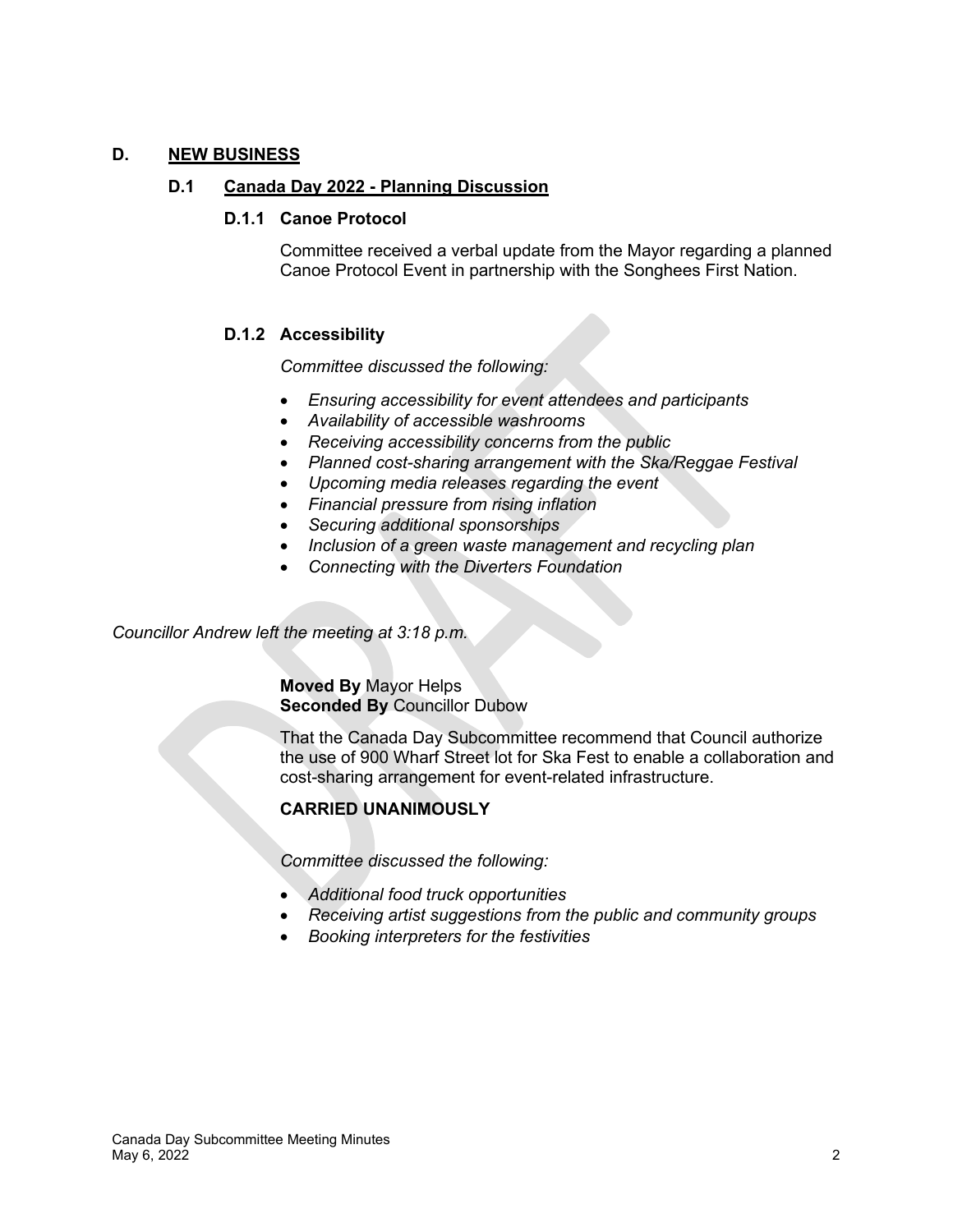## D. NEW BUSINESS

### D.1 Canada Day 2022 - Planning Discussion

#### D.1.1 Canoe Protocol

Committee received a verbal update from the Mayor regarding a planned Canoe Protocol Event in partnership with the Songhees First Nation.

#### D.1.2 Accessibility

*Committee discussed the following:*

- *Ensuring accessibility for event attendees and participants*
- *Availability of accessible washrooms*
- *Receiving accessibility concerns from the public*
- *Planned cost-sharing arrangement with the Ska/Reggae Festival*
- *Upcoming media releases regarding the event*
- *Financial pressure from rising inflation*
- *Securing additional sponsorships*
- *Inclusion of a green waste management and recycling plan*
- *Connecting with the Diverters Foundation*

*Councillor Andrew left the meeting at 3:18 p.m.*

**Moved By** Mayor Helps
**Seconded By** Councillor Dubow

That the Canada Day Subcommittee recommend that Council authorize the use of 900 Wharf Street lot for Ska Fest to enable a collaboration and cost-sharing arrangement for event-related infrastructure.

**CARRIED UNANIMOUSLY**

*Committee discussed the following:*

- *Additional food truck opportunities*
- *Receiving artist suggestions from the public and community groups*
- *Booking interpreters for the festivities*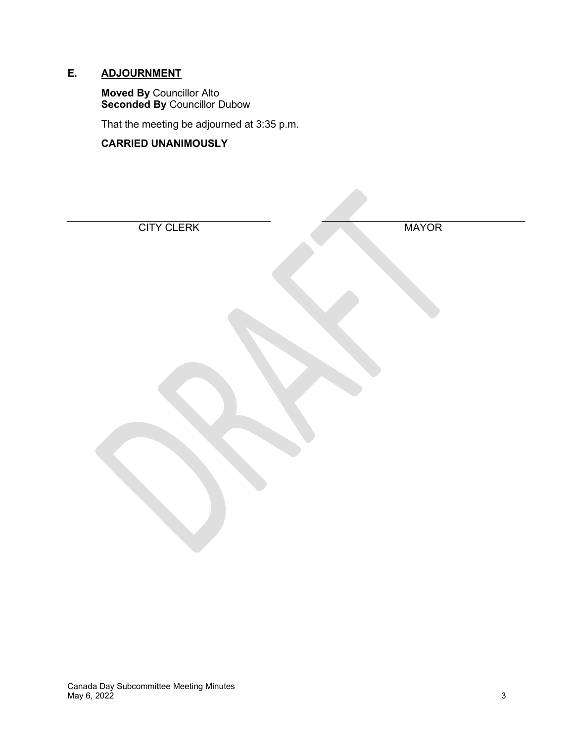## E. ADJOURNMENT

**Moved By** Councillor Alto
**Seconded By** Councillor Dubow

That the meeting be adjourned at 3:35 p.m.

**CARRIED UNANIMOUSLY**

| | |
|---|---|
| CITY CLERK | MAYOR |